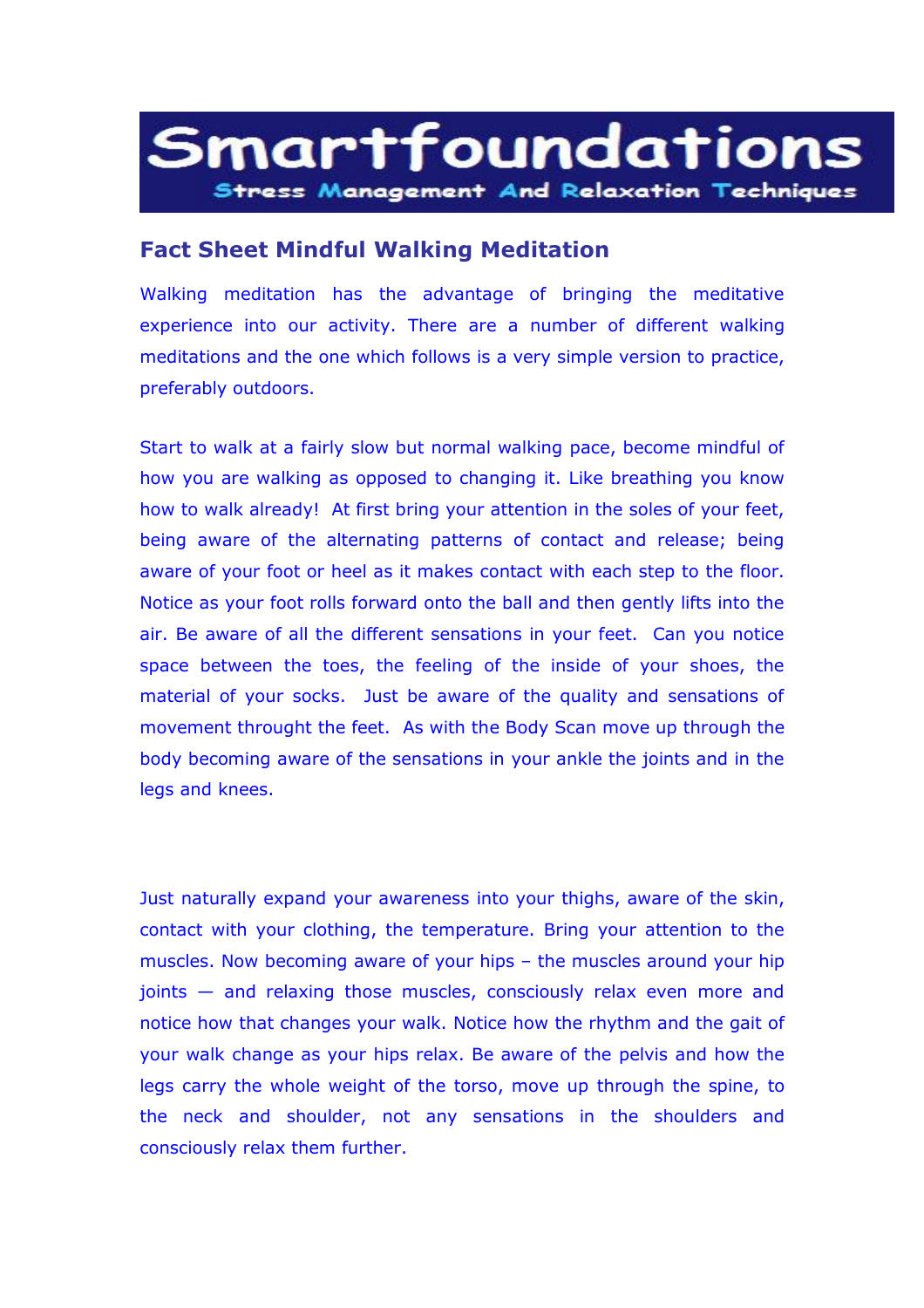# Smartfoundations

Stress Management And Relaxation Techniques

## Fact Sheet Mindful Walking Meditation

Walking meditation has the advantage of bringing the meditative experience into our activity. There are a number of different walking meditations and the one which follows is a very simple version to practice, preferably outdoors.

Start to walk at a fairly slow but normal walking pace, become mindful of how you are walking as opposed to changing it. Like breathing you know how to walk already! At first bring your attention in the soles of your feet, being aware of the alternating patterns of contact and release; being aware of your foot or heel as it makes contact with each step to the floor. Notice as your foot rolls forward onto the ball and then gently lifts into the air. Be aware of all the different sensations in your feet. Can you notice space between the toes, the feeling of the inside of your shoes, the material of your socks. Just be aware of the quality and sensations of movement throught the feet. As with the Body Scan move up through the body becoming aware of the sensations in your ankle the joints and in the legs and knees.

Just naturally expand your awareness into your thighs, aware of the skin, contact with your clothing, the temperature. Bring your attention to the muscles. Now becoming aware of your hips – the muscles around your hip joints — and relaxing those muscles, consciously relax even more and notice how that changes your walk. Notice how the rhythm and the gait of your walk change as your hips relax. Be aware of the pelvis and how the legs carry the whole weight of the torso, move up through the spine, to the neck and shoulder, not any sensations in the shoulders and consciously relax them further.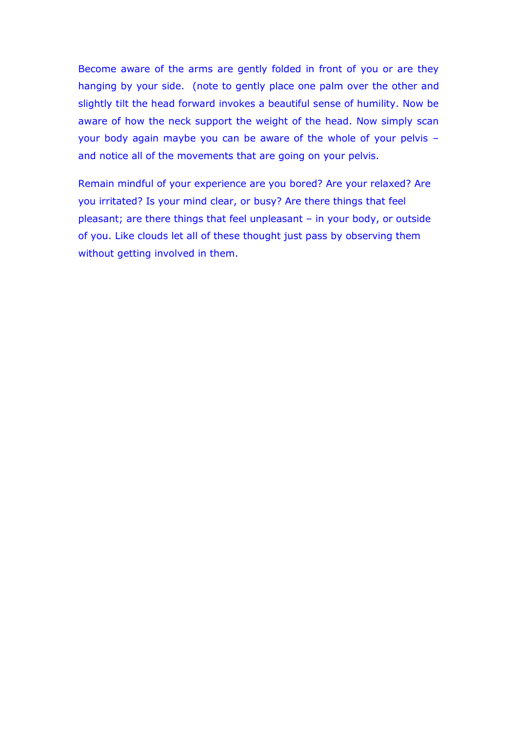Become aware of the arms are gently folded in front of you or are they hanging by your side. (note to gently place one palm over the other and slightly tilt the head forward invokes a beautiful sense of humility. Now be aware of how the neck support the weight of the head. Now simply scan your body again maybe you can be aware of the whole of your pelvis – and notice all of the movements that are going on your pelvis.

Remain mindful of your experience are you bored? Are your relaxed? Are you irritated? Is your mind clear, or busy? Are there things that feel pleasant; are there things that feel unpleasant – in your body, or outside of you. Like clouds let all of these thought just pass by observing them without getting involved in them.